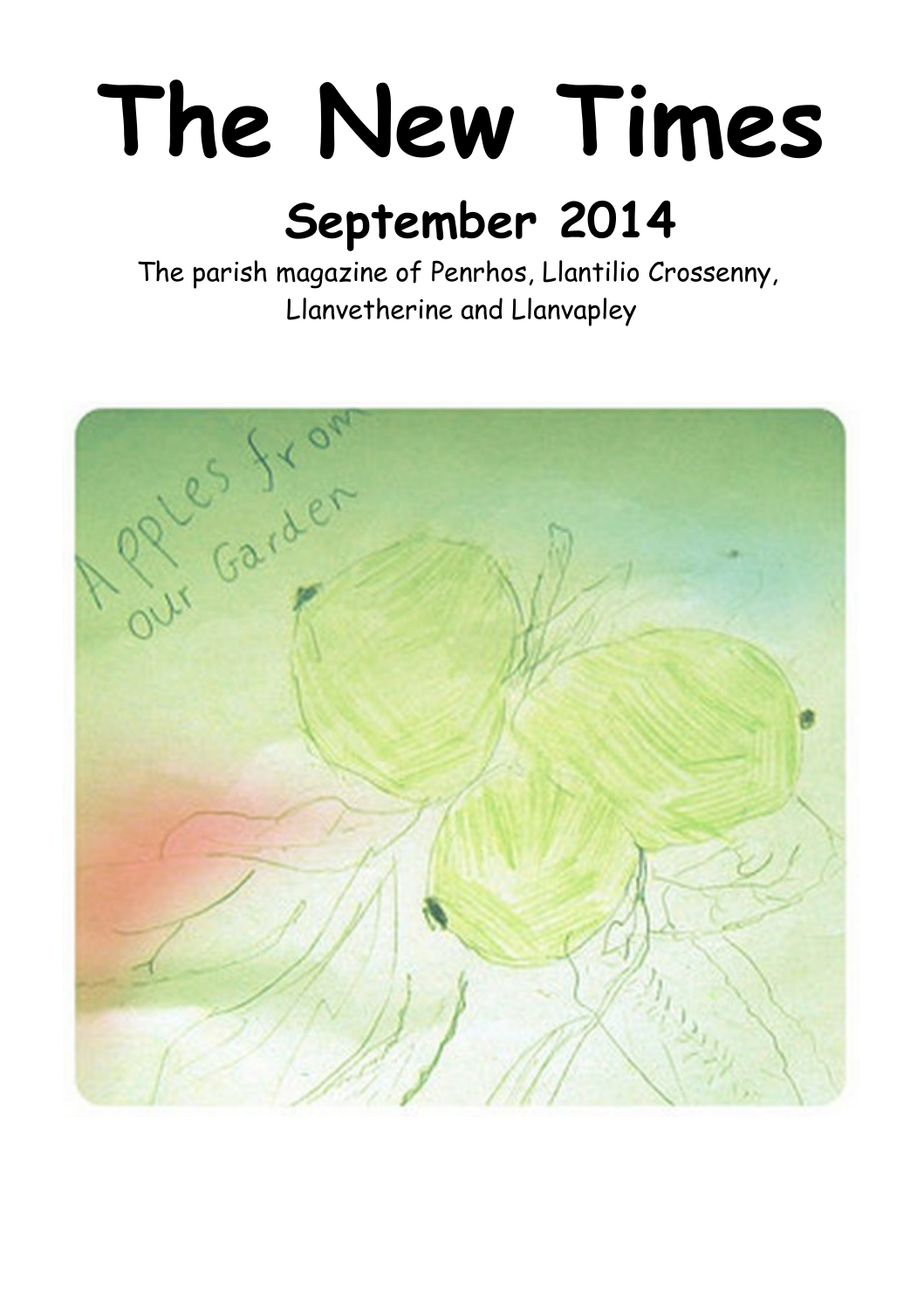# The New Times

## September 2014

The parish magazine of Penrhos, Llantilio Crossenny, Llanvetherine and Llanvapley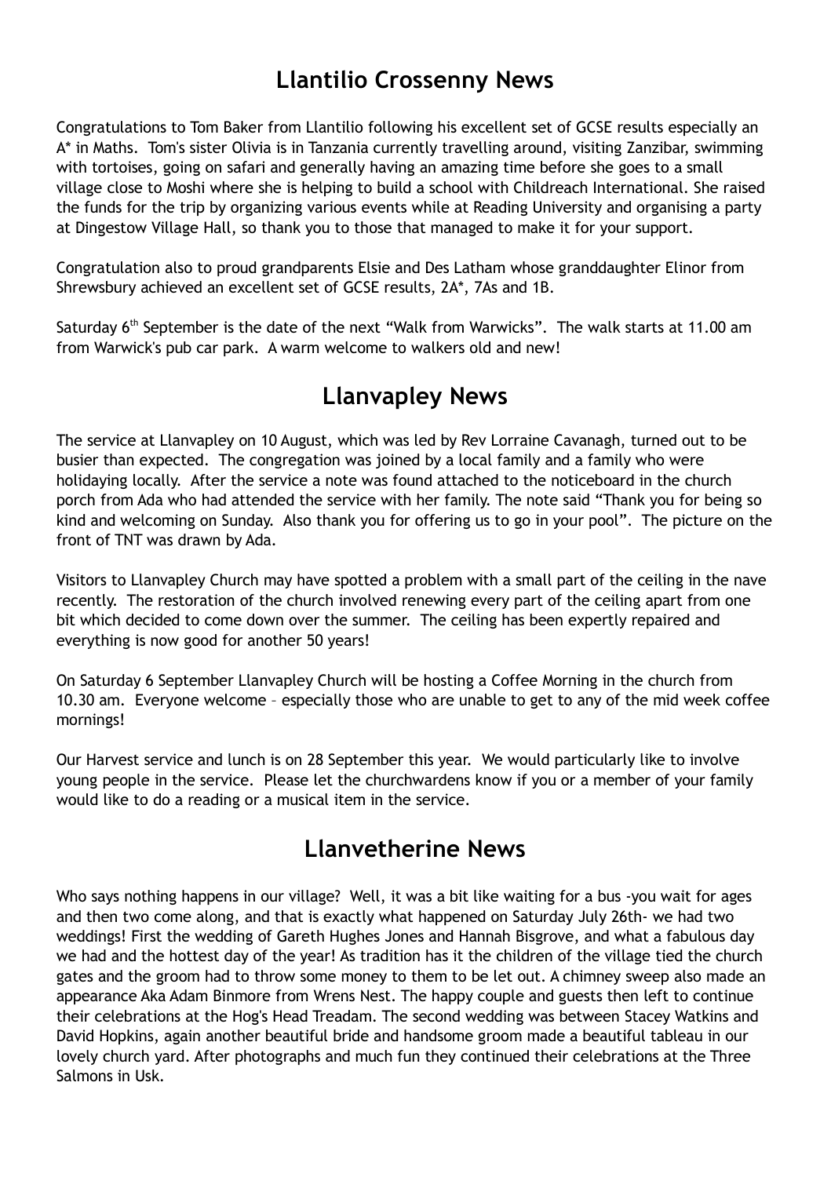## Llantilio Crossenny News

Congratulations to Tom Baker from Llantilio following his excellent set of GCSE results especially an A* in Maths. Tom's sister Olivia is in Tanzania currently travelling around, visiting Zanzibar, swimming with tortoises, going on safari and generally having an amazing time before she goes to a small village close to Moshi where she is helping to build a school with Childreach International. She raised the funds for the trip by organizing various events while at Reading University and organising a party at Dingestow Village Hall, so thank you to those that managed to make it for your support.

Congratulation also to proud grandparents Elsie and Des Latham whose granddaughter Elinor from Shrewsbury achieved an excellent set of GCSE results, 2A*, 7As and 1B.

Saturday 6th September is the date of the next "Walk from Warwicks". The walk starts at 11.00 am from Warwick's pub car park. A warm welcome to walkers old and new!

## Llanvapley News

The service at Llanvapley on 10 August, which was led by Rev Lorraine Cavanagh, turned out to be busier than expected. The congregation was joined by a local family and a family who were holidaying locally. After the service a note was found attached to the noticeboard in the church porch from Ada who had attended the service with her family. The note said "Thank you for being so kind and welcoming on Sunday. Also thank you for offering us to go in your pool". The picture on the front of TNT was drawn by Ada.

Visitors to Llanvapley Church may have spotted a problem with a small part of the ceiling in the nave recently. The restoration of the church involved renewing every part of the ceiling apart from one bit which decided to come down over the summer. The ceiling has been expertly repaired and everything is now good for another 50 years!

On Saturday 6 September Llanvapley Church will be hosting a Coffee Morning in the church from 10.30 am. Everyone welcome – especially those who are unable to get to any of the mid week coffee mornings!

Our Harvest service and lunch is on 28 September this year. We would particularly like to involve young people in the service. Please let the churchwardens know if you or a member of your family would like to do a reading or a musical item in the service.

## Llanvetherine News

Who says nothing happens in our village? Well, it was a bit like waiting for a bus -you wait for ages and then two come along, and that is exactly what happened on Saturday July 26th- we had two weddings! First the wedding of Gareth Hughes Jones and Hannah Bisgrove, and what a fabulous day we had and the hottest day of the year! As tradition has it the children of the village tied the church gates and the groom had to throw some money to them to be let out. A chimney sweep also made an appearance Aka Adam Binmore from Wrens Nest. The happy couple and guests then left to continue their celebrations at the Hog's Head Treadam. The second wedding was between Stacey Watkins and David Hopkins, again another beautiful bride and handsome groom made a beautiful tableau in our lovely church yard. After photographs and much fun they continued their celebrations at the Three Salmons in Usk.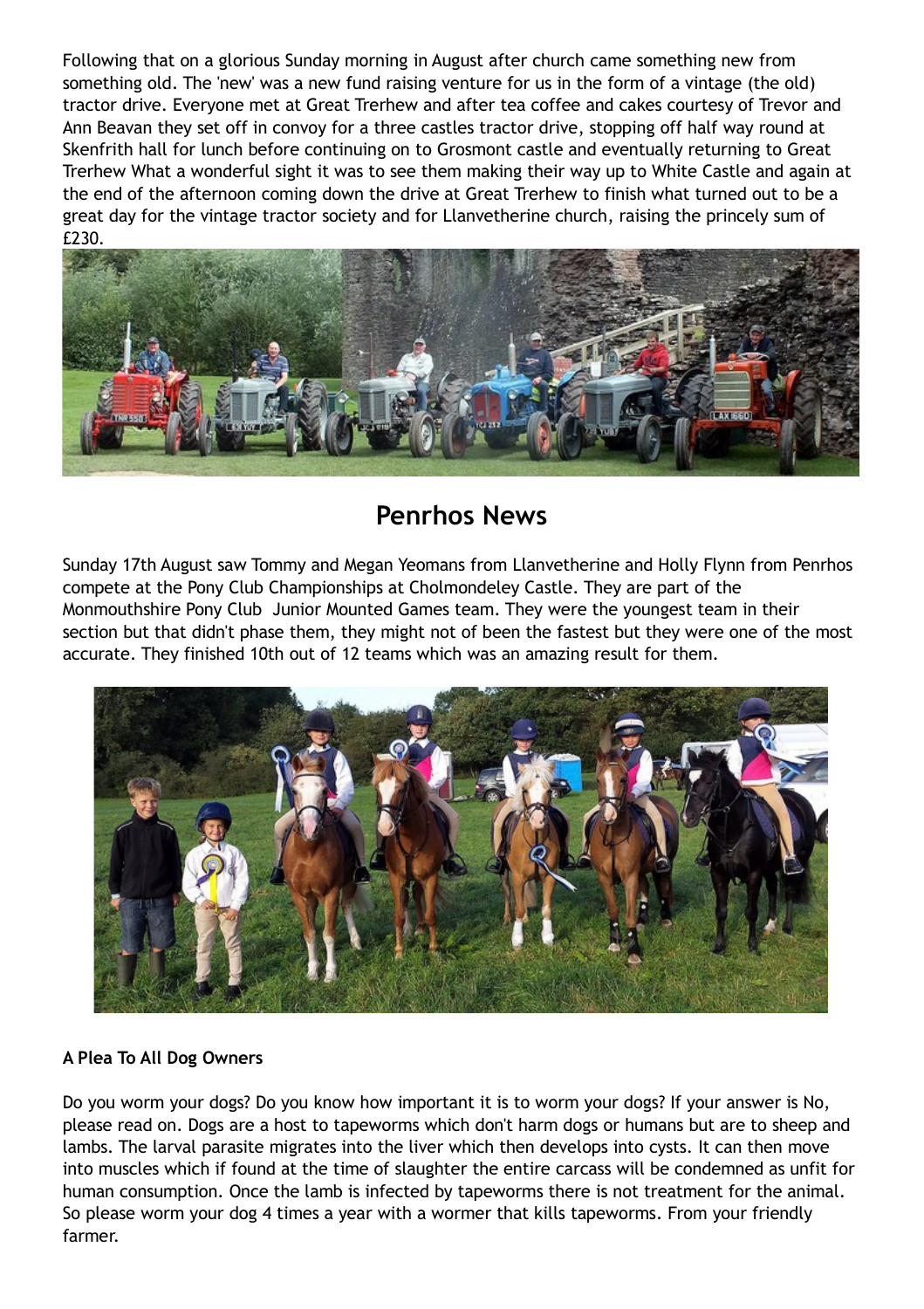Following that on a glorious Sunday morning in August after church came something new from something old. The 'new' was a new fund raising venture for us in the form of a vintage (the old) tractor drive. Everyone met at Great Trerhew and after tea coffee and cakes courtesy of Trevor and Ann Beavan they set off in convoy for a three castles tractor drive, stopping off half way round at Skenfrith hall for lunch before continuing on to Grosmont castle and eventually returning to Great Trerhew What a wonderful sight it was to see them making their way up to White Castle and again at the end of the afternoon coming down the drive at Great Trerhew to finish what turned out to be a great day for the vintage tractor society and for Llanvetherine church, raising the princely sum of £230.

## Penrhos News

Sunday 17th August saw Tommy and Megan Yeomans from Llanvetherine and Holly Flynn from Penrhos compete at the Pony Club Championships at Cholmondeley Castle. They are part of the Monmouthshire Pony Club Junior Mounted Games team. They were the youngest team in their section but that didn't phase them, they might not of been the fastest but they were one of the most accurate. They finished 10th out of 12 teams which was an amazing result for them.

**A Plea To All Dog Owners**

Do you worm your dogs? Do you know how important it is to worm your dogs? If your answer is No, please read on. Dogs are a host to tapeworms which don't harm dogs or humans but are to sheep and lambs. The larval parasite migrates into the liver which then develops into cysts. It can then move into muscles which if found at the time of slaughter the entire carcass will be condemned as unfit for human consumption. Once the lamb is infected by tapeworms there is not treatment for the animal. So please worm your dog 4 times a year with a wormer that kills tapeworms. From your friendly farmer.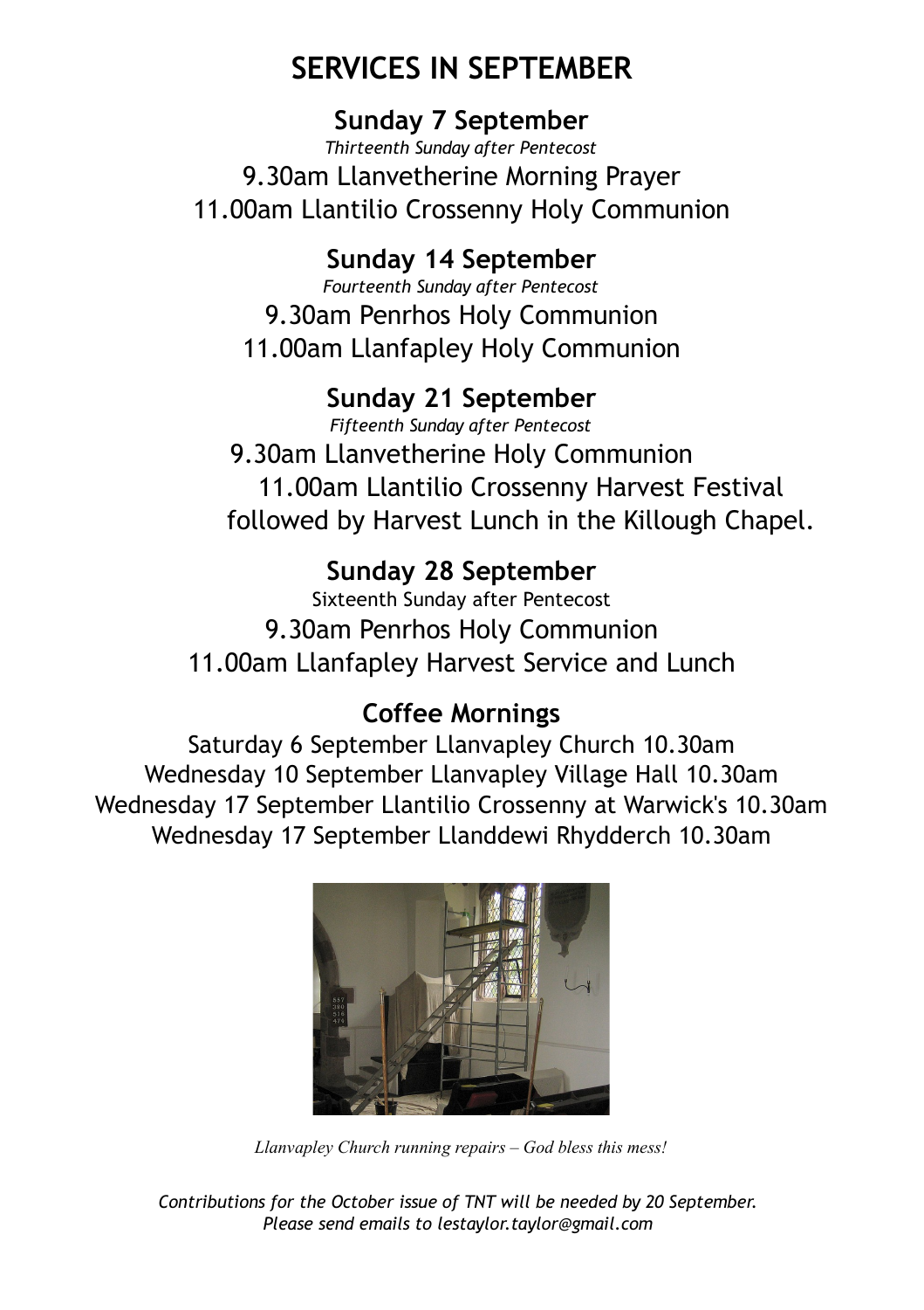# SERVICES IN SEPTEMBER

## Sunday 7 September

*Thirteenth Sunday after Pentecost*

9.30am Llanvetherine Morning Prayer

11.00am Llantilio Crossenny Holy Communion

## Sunday 14 September

*Fourteenth Sunday after Pentecost*

9.30am Penrhos Holy Communion

11.00am Llanfapley Holy Communion

## Sunday 21 September

*Fifteenth Sunday after Pentecost*

9.30am Llanvetherine Holy Communion

11.00am Llantilio Crossenny Harvest Festival followed by Harvest Lunch in the Killough Chapel.

## Sunday 28 September

Sixteenth Sunday after Pentecost

9.30am Penrhos Holy Communion

11.00am Llanfapley Harvest Service and Lunch

## Coffee Mornings

Saturday 6 September Llanvapley Church 10.30am

Wednesday 10 September Llanvapley Village Hall 10.30am

Wednesday 17 September Llantilio Crossenny at Warwick's 10.30am

Wednesday 17 September Llanddewi Rhydderch 10.30am

*Llanvapley Church running repairs – God bless this mess!*

*Contributions for the October issue of TNT will be needed by 20 September. Please send emails to lestaylor.taylor@gmail.com*